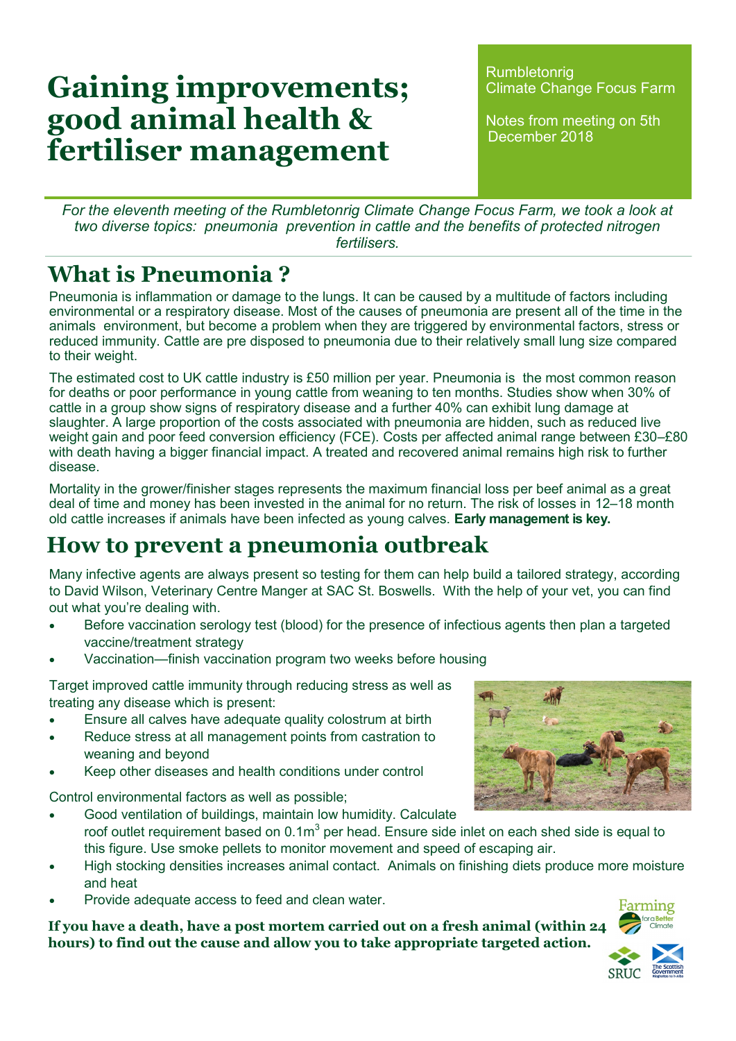# Gaining improvements; good animal health & fertiliser management

Rumbletonrig
Climate Change Focus Farm

Notes from meeting on 5th December 2018

*For the eleventh meeting of the Rumbletonrig Climate Change Focus Farm, we took a look at two diverse topics: pneumonia prevention in cattle and the benefits of protected nitrogen fertilisers.*

## What is Pneumonia ?

Pneumonia is inflammation or damage to the lungs. It can be caused by a multitude of factors including environmental or a respiratory disease. Most of the causes of pneumonia are present all of the time in the animals environment, but become a problem when they are triggered by environmental factors, stress or reduced immunity. Cattle are pre disposed to pneumonia due to their relatively small lung size compared to their weight.

The estimated cost to UK cattle industry is £50 million per year. Pneumonia is the most common reason for deaths or poor performance in young cattle from weaning to ten months. Studies show when 30% of cattle in a group show signs of respiratory disease and a further 40% can exhibit lung damage at slaughter. A large proportion of the costs associated with pneumonia are hidden, such as reduced live weight gain and poor feed conversion efficiency (FCE). Costs per affected animal range between £30–£80 with death having a bigger financial impact. A treated and recovered animal remains high risk to further disease.

Mortality in the grower/finisher stages represents the maximum financial loss per beef animal as a great deal of time and money has been invested in the animal for no return. The risk of losses in 12–18 month old cattle increases if animals have been infected as young calves. **Early management is key.**

## How to prevent a pneumonia outbreak

Many infective agents are always present so testing for them can help build a tailored strategy, according to David Wilson, Veterinary Centre Manger at SAC St. Boswells. With the help of your vet, you can find out what you're dealing with.

- Before vaccination serology test (blood) for the presence of infectious agents then plan a targeted vaccine/treatment strategy
- Vaccination—finish vaccination program two weeks before housing

Target improved cattle immunity through reducing stress as well as treating any disease which is present:

- Ensure all calves have adequate quality colostrum at birth
- Reduce stress at all management points from castration to weaning and beyond
- Keep other diseases and health conditions under control

Control environmental factors as well as possible;

- Good ventilation of buildings, maintain low humidity. Calculate roof outlet requirement based on 0.1m$^3$ per head. Ensure side inlet on each shed side is equal to this figure. Use smoke pellets to monitor movement and speed of escaping air.
- High stocking densities increases animal contact. Animals on finishing diets produce more moisture and heat
- Provide adequate access to feed and clean water.

**If you have a death, have a post mortem carried out on a fresh animal (within 24 hours) to find out the cause and allow you to take appropriate targeted action.**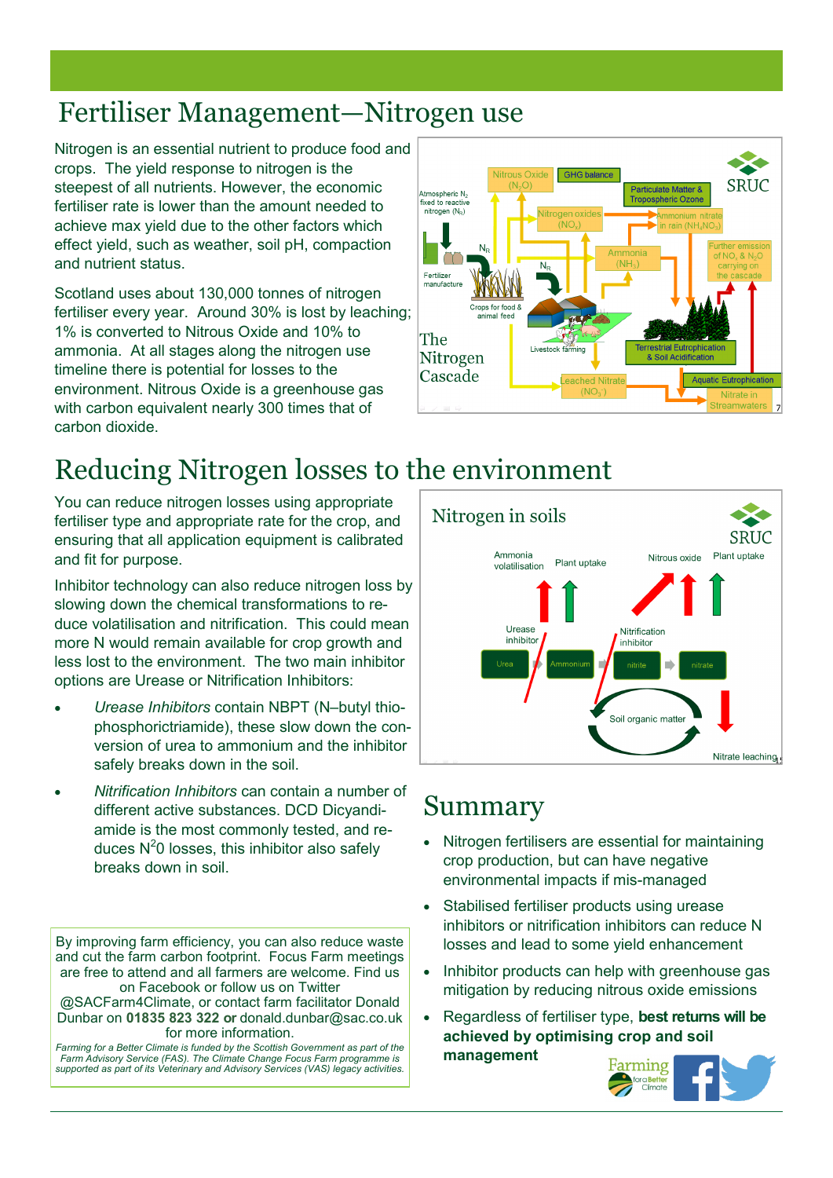# Fertiliser Management—Nitrogen use

Nitrogen is an essential nutrient to produce food and crops. The yield response to nitrogen is the steepest of all nutrients. However, the economic fertiliser rate is lower than the amount needed to achieve max yield due to the other factors which effect yield, such as weather, soil pH, compaction and nutrient status.

Scotland uses about 130,000 tonnes of nitrogen fertiliser every year. Around 30% is lost by leaching; 1% is converted to Nitrous Oxide and 10% to ammonia. At all stages along the nitrogen use timeline there is potential for losses to the environment. Nitrous Oxide is a greenhouse gas with carbon equivalent nearly 300 times that of carbon dioxide.

The Nitrogen Cascade

Atmospheric $N_2$ fixed to reactive nitrogen ($N_R$)
Fertilizer manufacture
Crops for food & animal feed
Livestock farming
Nitrous Oxide ($N_2O$)
GHG balance
Particulate Matter & Tropospheric Ozone
Nitrogen oxides ($NO_x$)
Ammonium nitrate in rain ($NH_4NO_3$)
Ammonia ($NH_3$)
Further emission of $NO_x$ & $N_2O$ carrying on the cascade
Terrestrial Eutrophication & Soil Acidification
Aquatic Eutrophication
Leached Nitrate ($NO_3^-$)
Nitrate in Streamwaters
SRUC

# Reducing Nitrogen losses to the environment

You can reduce nitrogen losses using appropriate fertiliser type and appropriate rate for the crop, and ensuring that all application equipment is calibrated and fit for purpose.

Inhibitor technology can also reduce nitrogen loss by slowing down the chemical transformations to reduce volatilisation and nitrification. This could mean more N would remain available for crop growth and less lost to the environment. The two main inhibitor options are Urease or Nitrification Inhibitors:

- *Urease Inhibitors* contain NBPT (N–butyl thiophosphorictriamide), these slow down the conversion of urea to ammonium and the inhibitor safely breaks down in the soil.
- *Nitrification Inhibitors* can contain a number of different active substances. DCD Dicyandiamide is the most commonly tested, and reduces $N^2 0$ losses, this inhibitor also safely breaks down in soil.

Nitrogen in soils

SRUC
Ammonia volatilisation
Plant uptake
Nitrous oxide
Plant uptake
Urease inhibitor
Nitrification inhibitor
Urea
Ammonium
nitrite
nitrate
Soil organic matter
Nitrate leaching

# Summary

- Nitrogen fertilisers are essential for maintaining crop production, but can have negative environmental impacts if mis-managed
- Stabilised fertiliser products using urease inhibitors or nitrification inhibitors can reduce N losses and lead to some yield enhancement
- Inhibitor products can help with greenhouse gas mitigation by reducing nitrous oxide emissions
- Regardless of fertiliser type, **best returns will be achieved by optimising crop and soil management**

By improving farm efficiency, you can also reduce waste and cut the farm carbon footprint. Focus Farm meetings are free to attend and all farmers are welcome. Find us on Facebook or follow us on Twitter @SACFarm4Climate, or contact farm facilitator Donald Dunbar on **01835 823 322 or** donald.dunbar@sac.co.uk for more information.

*Farming for a Better Climate is funded by the Scottish Government as part of the Farm Advisory Service (FAS). The Climate Change Focus Farm programme is supported as part of its Veterinary and Advisory Services (VAS) legacy activities.*

Farming for a Better Climate